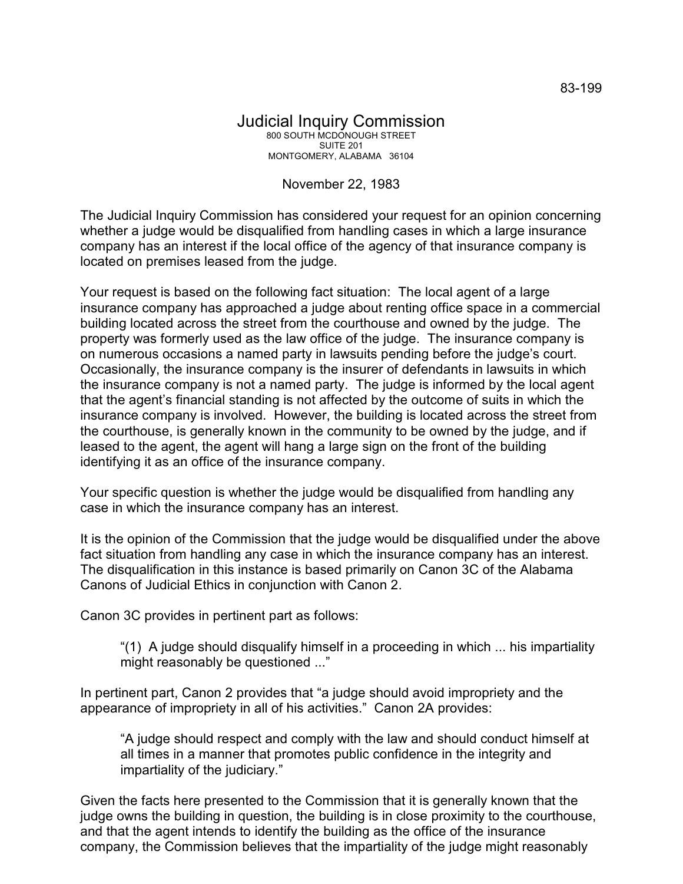83-199

# Judicial Inquiry Commission

800 SOUTH MCDONOUGH STREET
SUITE 201
MONTGOMERY, ALABAMA 36104

November 22, 1983

The Judicial Inquiry Commission has considered your request for an opinion concerning whether a judge would be disqualified from handling cases in which a large insurance company has an interest if the local office of the agency of that insurance company is located on premises leased from the judge.

Your request is based on the following fact situation: The local agent of a large insurance company has approached a judge about renting office space in a commercial building located across the street from the courthouse and owned by the judge. The property was formerly used as the law office of the judge. The insurance company is on numerous occasions a named party in lawsuits pending before the judge's court. Occasionally, the insurance company is the insurer of defendants in lawsuits in which the insurance company is not a named party. The judge is informed by the local agent that the agent's financial standing is not affected by the outcome of suits in which the insurance company is involved. However, the building is located across the street from the courthouse, is generally known in the community to be owned by the judge, and if leased to the agent, the agent will hang a large sign on the front of the building identifying it as an office of the insurance company.

Your specific question is whether the judge would be disqualified from handling any case in which the insurance company has an interest.

It is the opinion of the Commission that the judge would be disqualified under the above fact situation from handling any case in which the insurance company has an interest. The disqualification in this instance is based primarily on Canon 3C of the Alabama Canons of Judicial Ethics in conjunction with Canon 2.

Canon 3C provides in pertinent part as follows:

> "(1) A judge should disqualify himself in a proceeding in which ... his impartiality might reasonably be questioned ..."

In pertinent part, Canon 2 provides that "a judge should avoid impropriety and the appearance of impropriety in all of his activities." Canon 2A provides:

> "A judge should respect and comply with the law and should conduct himself at all times in a manner that promotes public confidence in the integrity and impartiality of the judiciary."

Given the facts here presented to the Commission that it is generally known that the judge owns the building in question, the building is in close proximity to the courthouse, and that the agent intends to identify the building as the office of the insurance company, the Commission believes that the impartiality of the judge might reasonably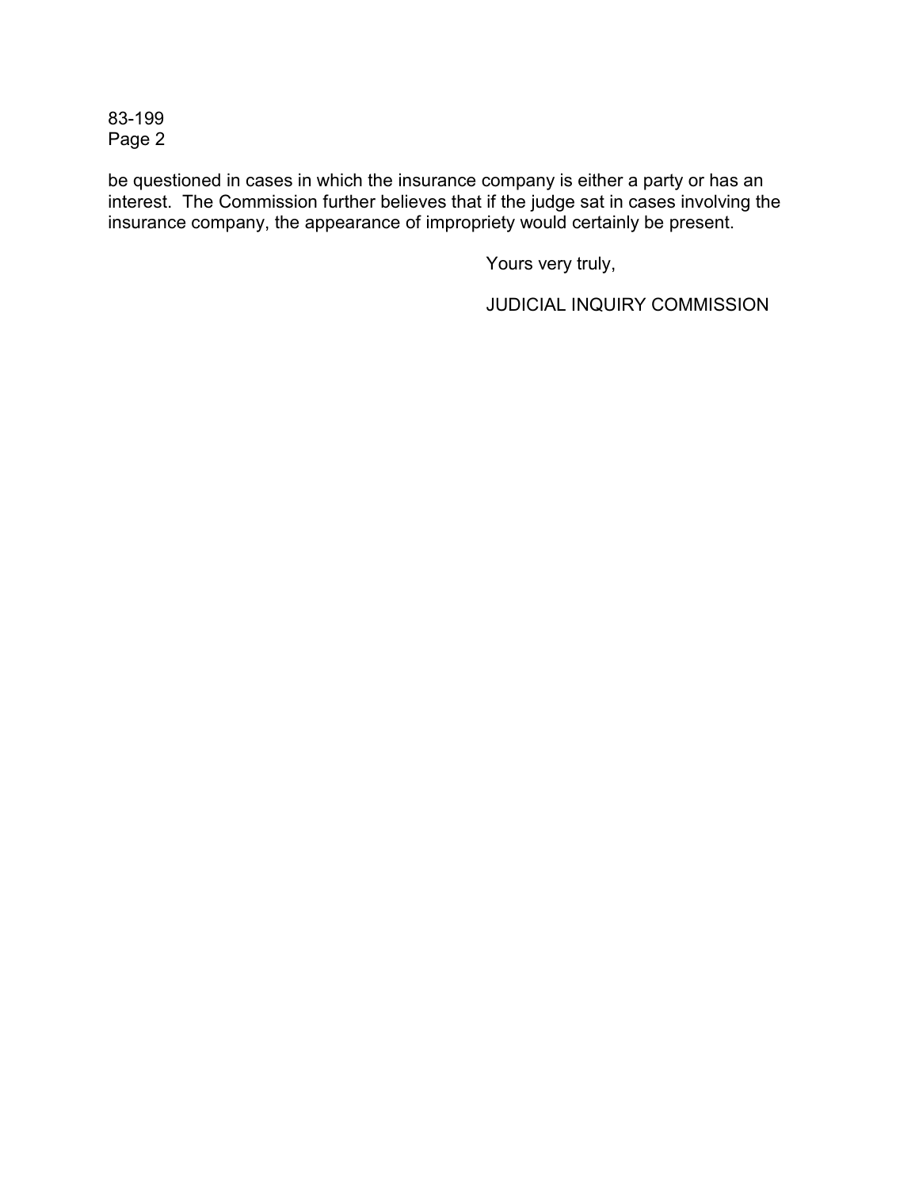be questioned in cases in which the insurance company is either a party or has an interest. The Commission further believes that if the judge sat in cases involving the insurance company, the appearance of impropriety would certainly be present.

Yours very truly,

JUDICIAL INQUIRY COMMISSION